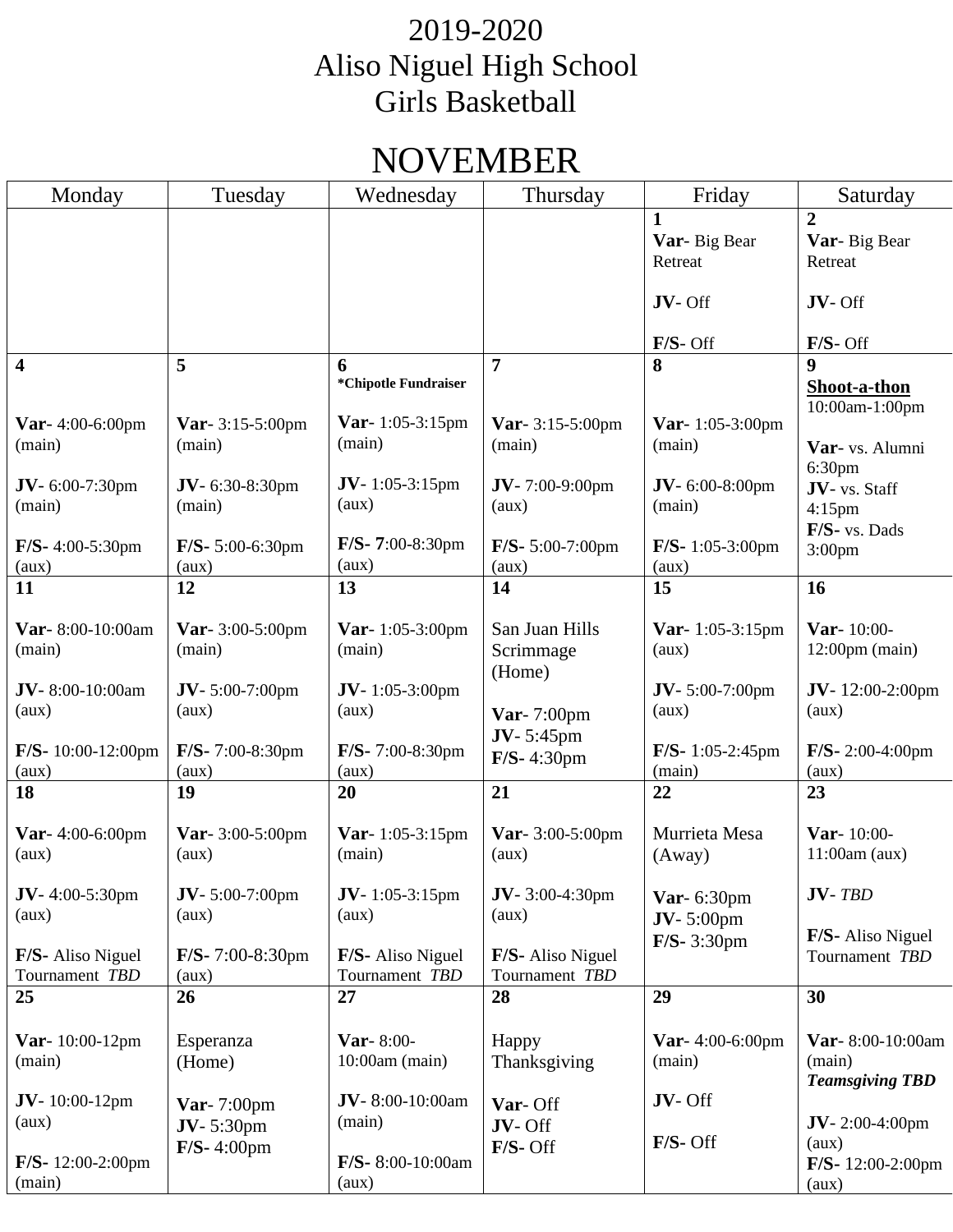# 2019-2020
# Aliso Niguel High School
# Girls Basketball

## NOVEMBER

| Monday | Tuesday | Wednesday | Thursday | Friday | Saturday |
|---|---|---|---|---|---|
| | | | | **1**<br>**Var**- Big Bear Retreat<br><br>**JV**- Off<br><br>**F/S**- Off | **2**<br>**Var**- Big Bear Retreat<br><br>**JV**- Off<br><br>**F/S**- Off |
| **4**<br><br>**Var**- 4:00-6:00pm (main)<br><br>**JV**- 6:00-7:30pm (main)<br><br>**F/S**- 4:00-5:30pm (aux) | **5**<br><br>**Var**- 3:15-5:00pm (main)<br><br>**JV**- 6:30-8:30pm (main)<br><br>**F/S**- 5:00-6:30pm (aux) | **6**<br>***Chipotle Fundraiser**<br><br>**Var**- 1:05-3:15pm (main)<br><br>**JV**- 1:05-3:15pm (aux)<br><br>**F/S**- **7**:00-8:30pm (aux) | **7**<br><br>**Var**- 3:15-5:00pm (main)<br><br>**JV**- 7:00-9:00pm (aux)<br><br>**F/S**- 5:00-7:00pm (aux) | **8**<br><br>**Var**- 1:05-3:00pm (main)<br><br>**JV**- 6:00-8:00pm (main)<br><br>**F/S**- 1:05-3:00pm (aux) | **9**<br>**Shoot-a-thon**<br>10:00am-1:00pm<br><br>**Var**- vs. Alumni 6:30pm<br>**JV**- vs. Staff 4:15pm<br>**F/S**- vs. Dads 3:00pm |
| **11**<br><br>**Var**- 8:00-10:00am (main)<br><br>**JV**- 8:00-10:00am (aux)<br><br>**F/S**- 10:00-12:00pm (aux) | **12**<br><br>**Var**- 3:00-5:00pm (main)<br><br>**JV**- 5:00-7:00pm (aux)<br><br>**F/S**- 7:00-8:30pm (aux) | **13**<br><br>**Var**- 1:05-3:00pm (main)<br><br>**JV**- 1:05-3:00pm (aux)<br><br>**F/S**- 7:00-8:30pm (aux) | **14**<br><br>San Juan Hills Scrimmage (Home)<br><br>**Var**- 7:00pm<br>**JV**- 5:45pm<br>**F/S**- 4:30pm | **15**<br><br>**Var**- 1:05-3:15pm (aux)<br><br>**JV**- 5:00-7:00pm (aux)<br><br>**F/S**- 1:05-2:45pm (main) | **16**<br><br>**Var**- 10:00-12:00pm (main)<br><br>**JV**- 12:00-2:00pm (aux)<br><br>**F/S**- 2:00-4:00pm (aux) |
| **18**<br><br>**Var**- 4:00-6:00pm (aux)<br><br>**JV**- 4:00-5:30pm (aux)<br><br>**F/S**- Aliso Niguel Tournament *TBD* | **19**<br><br>**Var**- 3:00-5:00pm (aux)<br><br>**JV**- 5:00-7:00pm (aux)<br><br>**F/S**- 7:00-8:30pm (aux) | **20**<br><br>**Var**- 1:05-3:15pm (main)<br><br>**JV**- 1:05-3:15pm (aux)<br><br>**F/S**- Aliso Niguel Tournament *TBD* | **21**<br><br>**Var**- 3:00-5:00pm (aux)<br><br>**JV**- 3:00-4:30pm (aux)<br><br>**F/S**- Aliso Niguel Tournament *TBD* | **22**<br><br>Murrieta Mesa (Away)<br><br>**Var**- 6:30pm<br>**JV**- 5:00pm<br>**F/S**- 3:30pm | **23**<br><br>**Var**- 10:00-11:00am (aux)<br><br>**JV**- *TBD*<br><br>**F/S**- Aliso Niguel Tournament *TBD* |
| **25**<br><br>**Var**- 10:00-12pm (main)<br><br>**JV**- 10:00-12pm (aux)<br><br>**F/S**- 12:00-2:00pm (main) | **26**<br><br>Esperanza (Home)<br><br>**Var**- 7:00pm<br>**JV**- 5:30pm<br>**F/S**- 4:00pm | **27**<br><br>**Var**- 8:00-10:00am (main)<br><br>**JV**- 8:00-10:00am (main)<br><br>**F/S**- 8:00-10:00am (aux) | **28**<br><br>Happy Thanksgiving<br><br>**Var**- Off<br>**JV**- Off<br>**F/S**- Off | **29**<br><br>**Var**- 4:00-6:00pm (main)<br><br>**JV**- Off<br><br>**F/S**- Off | **30**<br><br>**Var**- 8:00-10:00am (main)<br>***Teamsgiving TBD***<br><br>**JV**- 2:00-4:00pm (aux)<br>**F/S**- 12:00-2:00pm (aux) |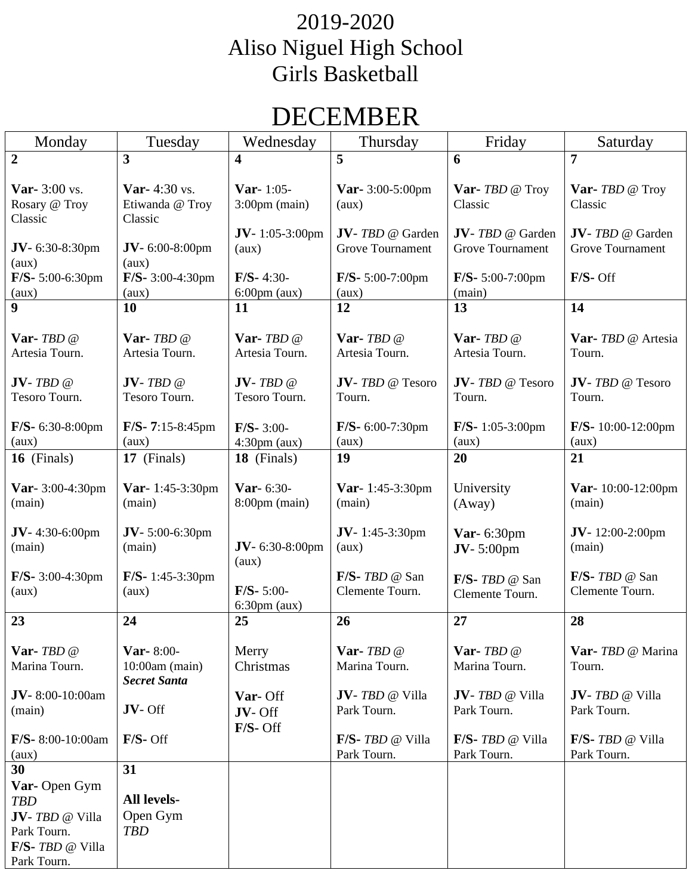# 2019-2020
# Aliso Niguel High School
# Girls Basketball

## DECEMBER

| Monday | Tuesday | Wednesday | Thursday | Friday | Saturday |
|---|---|---|---|---|---|
| **2**<br><br>**Var-** 3:00 vs. Rosary @ Troy Classic<br><br>**JV-** 6:30-8:30pm (aux)<br>**F/S-** 5:00-6:30pm (aux) | **3**<br><br>**Var-** 4:30 vs. Etiwanda @ Troy Classic<br><br>**JV-** 6:00-8:00pm (aux)<br>**F/S-** 3:00-4:30pm (aux) | **4**<br><br>**Var-** 1:05-3:00pm (main)<br><br>**JV-** 1:05-3:00pm (aux)<br><br>**F/S-** 4:30-6:00pm (aux) | **5**<br><br>**Var-** 3:00-5:00pm (aux)<br><br>**JV-** *TBD* @ Garden Grove Tournament<br><br>**F/S-** 5:00-7:00pm (aux) | **6**<br><br>**Var-** *TBD* @ Troy Classic<br><br>**JV-** *TBD* @ Garden Grove Tournament<br><br>**F/S-** 5:00-7:00pm (main) | **7**<br><br>**Var-** *TBD* @ Troy Classic<br><br>**JV-** *TBD* @ Garden Grove Tournament<br><br>**F/S-** Off |
| **9**<br><br>**Var-** *TBD* @ Artesia Tourn.<br><br>**JV-** *TBD* @ Tesoro Tourn.<br><br>**F/S-** 6:30-8:00pm (aux) | **10**<br><br>**Var-** *TBD* @ Artesia Tourn.<br><br>**JV-** *TBD* @ Tesoro Tourn.<br><br>**F/S- 7**:15-8:45pm (aux) | **11**<br><br>**Var-** *TBD* @ Artesia Tourn.<br><br>**JV-** *TBD* @ Tesoro Tourn.<br><br>**F/S-** 3:00-4:30pm (aux) | **12**<br><br>**Var-** *TBD* @ Artesia Tourn.<br><br>**JV-** *TBD* @ Tesoro Tourn.<br><br>**F/S-** 6:00-7:30pm (aux) | **13**<br><br>**Var-** *TBD* @ Artesia Tourn.<br><br>**JV-** *TBD* @ Tesoro Tourn.<br><br>**F/S-** 1:05-3:00pm (aux) | **14**<br><br>**Var-** *TBD* @ Artesia Tourn.<br><br>**JV-** *TBD* @ Tesoro Tourn.<br><br>**F/S-** 10:00-12:00pm (aux) |
| **16** (Finals)<br><br>**Var-** 3:00-4:30pm (main)<br><br>**JV-** 4:30-6:00pm (main)<br><br>**F/S-** 3:00-4:30pm (aux) | **17** (Finals)<br><br>**Var-** 1:45-3:30pm (main)<br><br>**JV-** 5:00-6:30pm (main)<br><br>**F/S-** 1:45-3:30pm (aux) | **18** (Finals)<br><br>**Var-** 6:30-8:00pm (main)<br><br>**JV-** 6:30-8:00pm (aux)<br><br>**F/S-** 5:00-6:30pm (aux) | **19**<br><br>**Var-** 1:45-3:30pm (main)<br><br>**JV-** 1:45-3:30pm (aux)<br><br>**F/S-** *TBD* @ San Clemente Tourn. | **20**<br><br>University (Away)<br><br>**Var-** 6:30pm<br>**JV-** 5:00pm<br><br>**F/S-** *TBD* @ San Clemente Tourn. | **21**<br><br>**Var-** 10:00-12:00pm (main)<br><br>**JV-** 12:00-2:00pm (main)<br><br>**F/S-** *TBD* @ San Clemente Tourn. |
| **23**<br><br>**Var-** *TBD* @ Marina Tourn.<br><br>**JV-** 8:00-10:00am (main)<br><br>**F/S-** 8:00-10:00am (aux) | **24**<br><br>**Var-** 8:00-10:00am (main)<br>***Secret Santa***<br><br>**JV-** Off<br><br>**F/S-** Off | **25**<br><br>Merry Christmas<br><br>**Var-** Off<br>**JV-** Off<br>**F/S-** Off | **26**<br><br>**Var-** *TBD* @ Marina Tourn.<br><br>**JV-** *TBD* @ Villa Park Tourn.<br><br>**F/S-** *TBD* @ Villa Park Tourn. | **27**<br><br>**Var-** *TBD* @ Marina Tourn.<br><br>**JV-** *TBD* @ Villa Park Tourn.<br><br>**F/S-** *TBD* @ Villa Park Tourn. | **28**<br><br>**Var-** *TBD* @ Marina Tourn.<br><br>**JV-** *TBD* @ Villa Park Tourn.<br><br>**F/S-** *TBD* @ Villa Park Tourn. |
| **30**<br>**Var-** Open Gym *TBD*<br>**JV-** *TBD* @ Villa Park Tourn.<br>**F/S-** *TBD* @ Villa Park Tourn. | **31**<br><br>**All levels-** Open Gym *TBD* | | | | |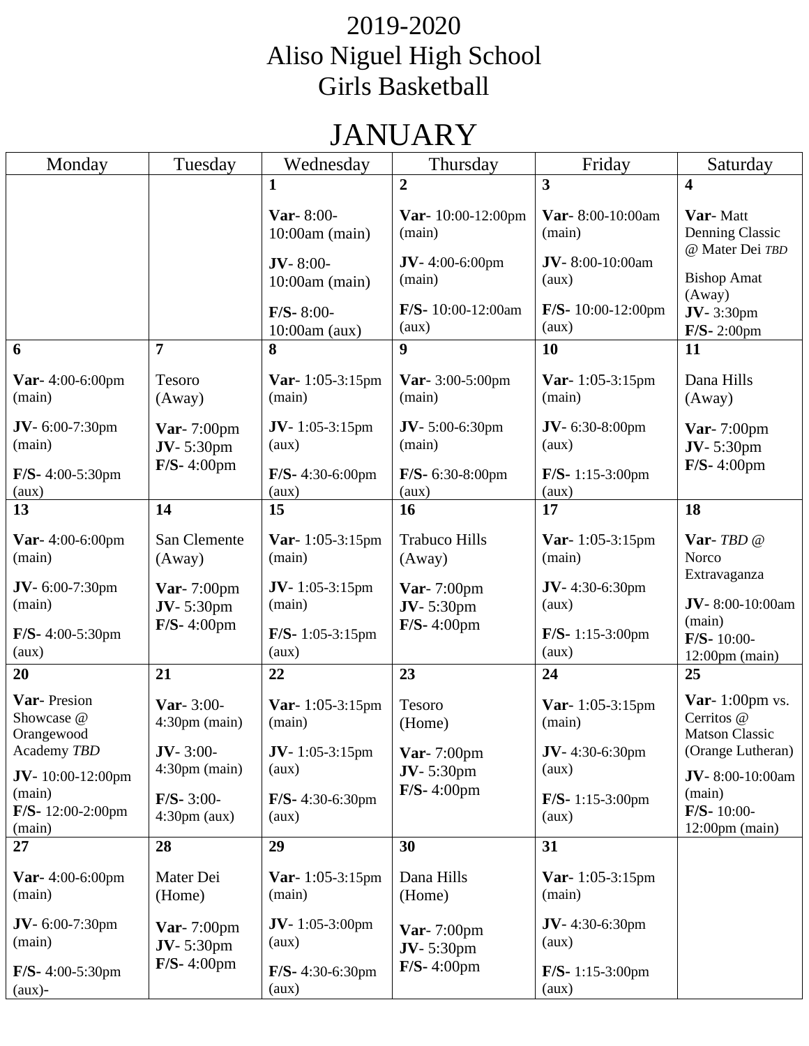# 2019-2020
# Aliso Niguel High School
# Girls Basketball

## JANUARY

| Monday | Tuesday | Wednesday | Thursday | Friday | Saturday |
|---|---|---|---|---|---|
| | | **1**<br>**Var**- 8:00-10:00am (main)<br>**JV**- 8:00-10:00am (main)<br>**F/S**- 8:00-10:00am (aux) | **2**<br>**Var**- 10:00-12:00pm (main)<br>**JV**- 4:00-6:00pm (main)<br>**F/S**- 10:00-12:00am (aux) | **3**<br>**Var**- 8:00-10:00am (main)<br>**JV**- 8:00-10:00am (aux)<br>**F/S**- 10:00-12:00pm (aux) | **4**<br>**Var**- Matt Denning Classic @ Mater Dei *TBD*<br>Bishop Amat (Away)<br>**JV**- 3:30pm<br>**F/S**- 2:00pm |
| **6**<br>**Var**- 4:00-6:00pm (main)<br>**JV**- 6:00-7:30pm (main)<br>**F/S**- 4:00-5:30pm (aux) | **7**<br>Tesoro (Away)<br>**Var**- 7:00pm<br>**JV**- 5:30pm<br>**F/S**- 4:00pm | **8**<br>**Var**- 1:05-3:15pm (main)<br>**JV**- 1:05-3:15pm (aux)<br>**F/S**- 4:30-6:00pm (aux) | **9**<br>**Var**- 3:00-5:00pm (main)<br>**JV**- 5:00-6:30pm (main)<br>**F/S**- 6:30-8:00pm (aux) | **10**<br>**Var**- 1:05-3:15pm (main)<br>**JV**- 6:30-8:00pm (aux)<br>**F/S**- 1:15-3:00pm (aux) | **11**<br>Dana Hills (Away)<br>**Var**- 7:00pm<br>**JV**- 5:30pm<br>**F/S**- 4:00pm |
| **13**<br>**Var**- 4:00-6:00pm (main)<br>**JV**- 6:00-7:30pm (main)<br>**F/S**- 4:00-5:30pm (aux) | **14**<br>San Clemente (Away)<br>**Var**- 7:00pm<br>**JV**- 5:30pm<br>**F/S**- 4:00pm | **15**<br>**Var**- 1:05-3:15pm (main)<br>**JV**- 1:05-3:15pm (main)<br>**F/S**- 1:05-3:15pm (aux) | **16**<br>Trabuco Hills (Away)<br>**Var**- 7:00pm<br>**JV**- 5:30pm<br>**F/S**- 4:00pm | **17**<br>**Var**- 1:05-3:15pm (main)<br>**JV**- 4:30-6:30pm (aux)<br>**F/S**- 1:15-3:00pm (aux) | **18**<br>**Var**- *TBD @* Norco Extravaganza<br>**JV**- 8:00-10:00am (main)<br>**F/S**- 10:00-12:00pm (main) |
| **20**<br>**Var**- Presion Showcase @ Orangewood Academy *TBD*<br>**JV**- 10:00-12:00pm (main)<br>**F/S**- 12:00-2:00pm (main) | **21**<br>**Var**- 3:00-4:30pm (main)<br>**JV**- 3:00-4:30pm (main)<br>**F/S**- 3:00-4:30pm (aux) | **22**<br>**Var**- 1:05-3:15pm (main)<br>**JV**- 1:05-3:15pm (aux)<br>**F/S**- 4:30-6:30pm (aux) | **23**<br>Tesoro (Home)<br>**Var**- 7:00pm<br>**JV**- 5:30pm<br>**F/S**- 4:00pm | **24**<br>**Var**- 1:05-3:15pm (main)<br>**JV**- 4:30-6:30pm (aux)<br>**F/S**- 1:15-3:00pm (aux) | **25**<br>**Var**- 1:00pm vs. Cerritos @ Matson Classic (Orange Lutheran)<br>**JV**- 8:00-10:00am (main)<br>**F/S**- 10:00-12:00pm (main) |
| **27**<br>**Var**- 4:00-6:00pm (main)<br>**JV**- 6:00-7:30pm (main)<br>**F/S**- 4:00-5:30pm (aux)- | **28**<br>Mater Dei (Home)<br>**Var**- 7:00pm<br>**JV**- 5:30pm<br>**F/S**- 4:00pm | **29**<br>**Var**- 1:05-3:15pm (main)<br>**JV**- 1:05-3:00pm (aux)<br>**F/S**- 4:30-6:30pm (aux) | **30**<br>Dana Hills (Home)<br>**Var**- 7:00pm<br>**JV**- 5:30pm<br>**F/S**- 4:00pm | **31**<br>**Var**- 1:05-3:15pm (main)<br>**JV**- 4:30-6:30pm (aux)<br>**F/S**- 1:15-3:00pm (aux) | |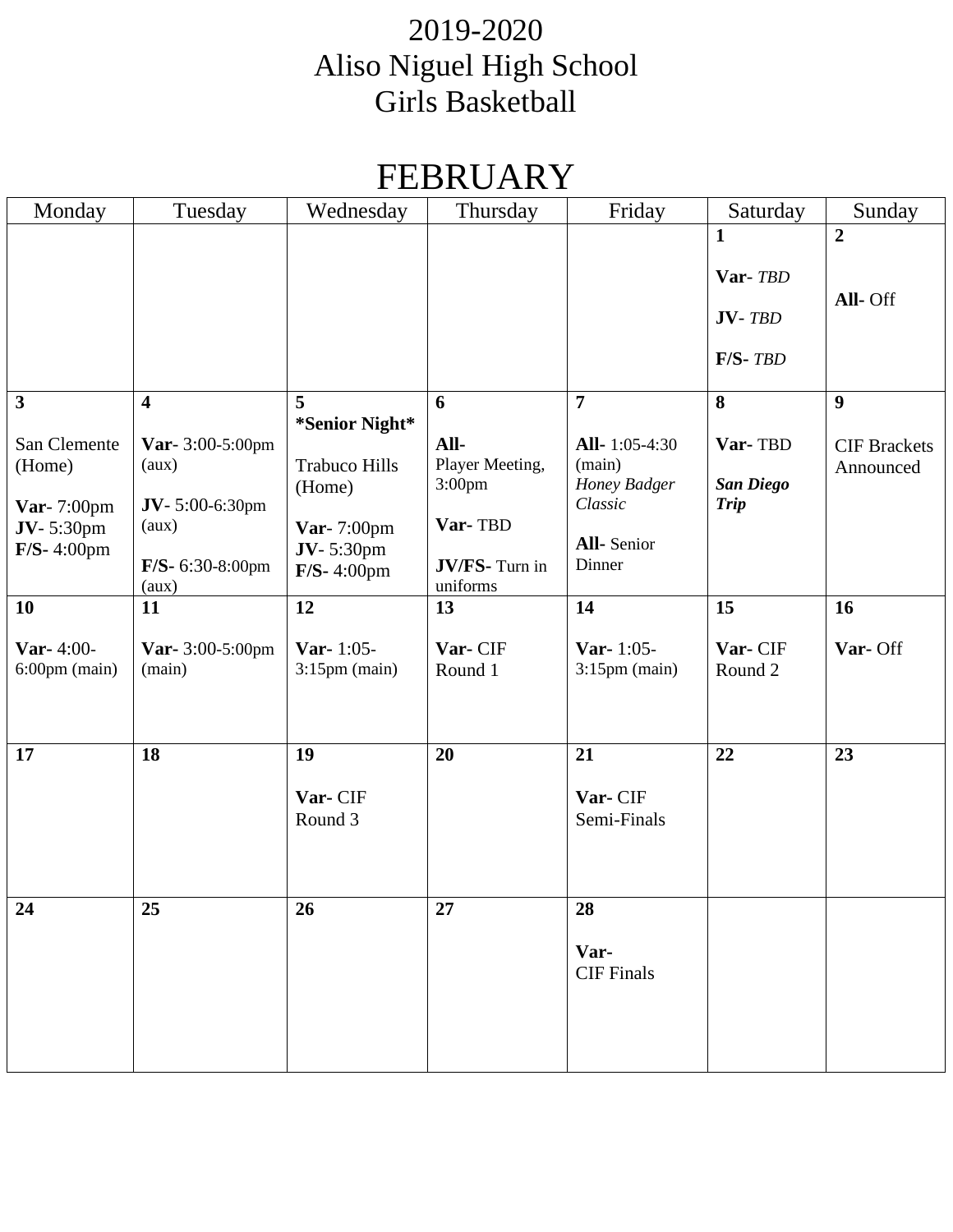# 2019-2020
# Aliso Niguel High School
# Girls Basketball

## FEBRUARY

| Monday | Tuesday | Wednesday | Thursday | Friday | Saturday | Sunday |
|---|---|---|---|---|---|---|
| | | | | | **1** <br><br> **Var**- *TBD* <br><br> **JV**- *TBD* <br><br> **F/S**- *TBD* | **2** <br><br> **All**- Off |
| **3** <br><br> San Clemente (Home) <br><br> **Var**- 7:00pm <br> **JV**- 5:30pm <br> **F/S**- 4:00pm | **4** <br><br> **Var**- 3:00-5:00pm (aux) <br><br> **JV**- 5:00-6:30pm (aux) <br><br> **F/S**- 6:30-8:00pm (aux) | **5** <br> **\*Senior Night\*** <br><br> Trabuco Hills (Home) <br><br> **Var**- 7:00pm <br> **JV**- 5:30pm <br> **F/S**- 4:00pm | **6** <br><br> **All**- <br> Player Meeting, 3:00pm <br><br> **Var**- TBD <br><br> **JV/FS**- Turn in uniforms | **7** <br><br> **All**- 1:05-4:30 (main) <br> *Honey Badger Classic* <br><br> **All**- Senior Dinner | **8** <br><br> **Var**- TBD <br><br> ***San Diego Trip*** | **9** <br><br> CIF Brackets Announced |
| **10** <br><br> **Var**- 4:00-6:00pm (main) | **11** <br><br> **Var**- 3:00-5:00pm (main) | **12** <br><br> **Var**- 1:05-3:15pm (main) | **13** <br><br> **Var**- CIF Round 1 | **14** <br><br> **Var**- 1:05-3:15pm (main) | **15** <br><br> **Var**- CIF Round 2 | **16** <br><br> **Var**- Off |
| **17** | **18** | **19** <br><br> **Var**- CIF Round 3 | **20** | **21** <br><br> **Var**- CIF Semi-Finals | **22** | **23** |
| **24** | **25** | **26** | **27** | **28** <br><br> **Var**- <br> CIF Finals | | |